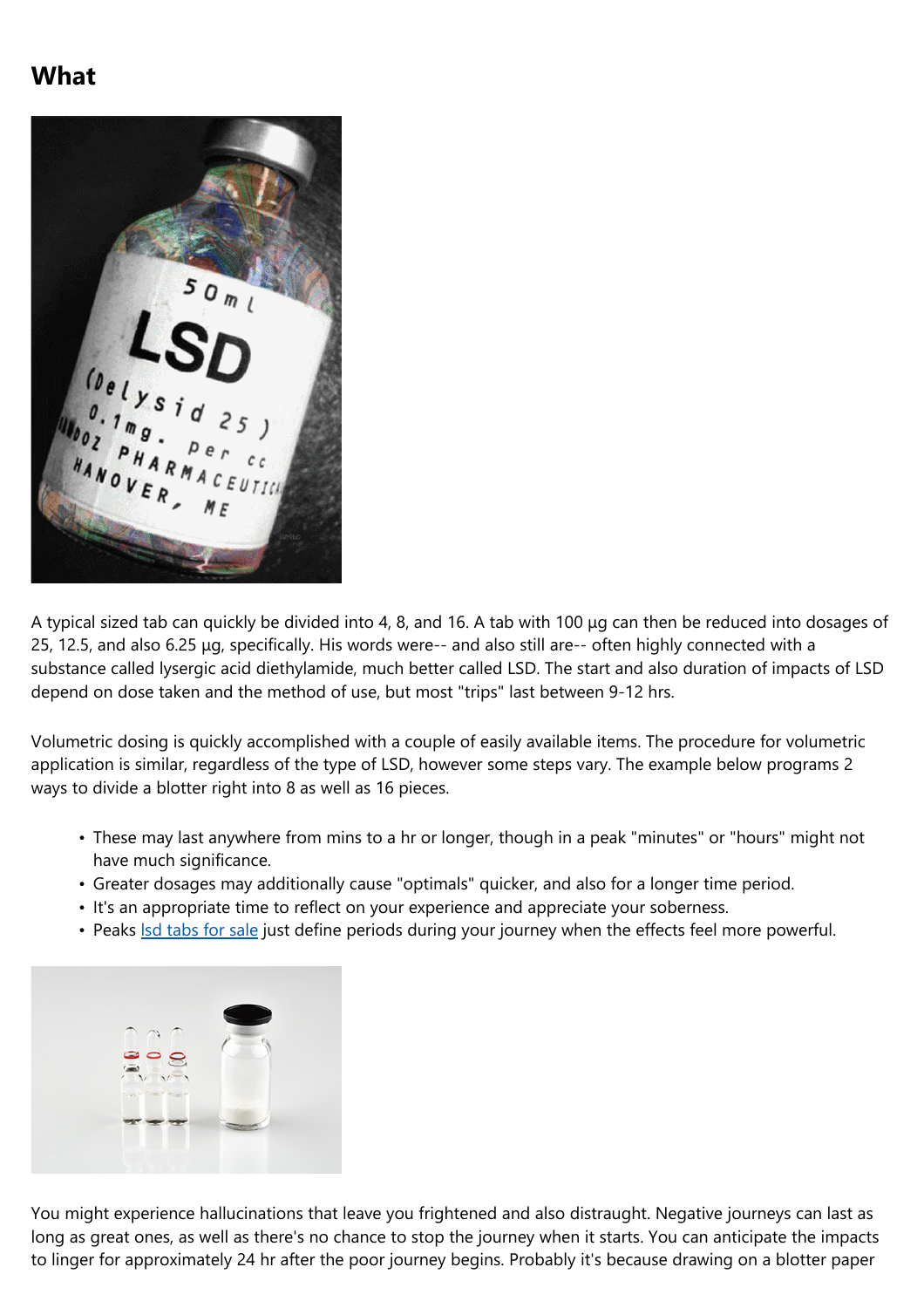# What

A typical sized tab can quickly be divided into 4, 8, and 16. A tab with 100 µg can then be reduced into dosages of 25, 12.5, and also 6.25 µg, specifically. His words were-- and also still are-- often highly connected with a substance called lysergic acid diethylamide, much better called LSD. The start and also duration of impacts of LSD depend on dose taken and the method of use, but most "trips" last between 9-12 hrs.

Volumetric dosing is quickly accomplished with a couple of easily available items. The procedure for volumetric application is similar, regardless of the type of LSD, however some steps vary. The example below programs 2 ways to divide a blotter right into 8 as well as 16 pieces.

- These may last anywhere from mins to a hr or longer, though in a peak "minutes" or "hours" might not have much significance.
- Greater dosages may additionally cause "optimals" quicker, and also for a longer time period.
- It's an appropriate time to reflect on your experience and appreciate your soberness.
- Peaks lsd tabs for sale just define periods during your journey when the effects feel more powerful.

You might experience hallucinations that leave you frightened and also distraught. Negative journeys can last as long as great ones, as well as there's no chance to stop the journey when it starts. You can anticipate the impacts to linger for approximately 24 hr after the poor journey begins. Probably it's because drawing on a blotter paper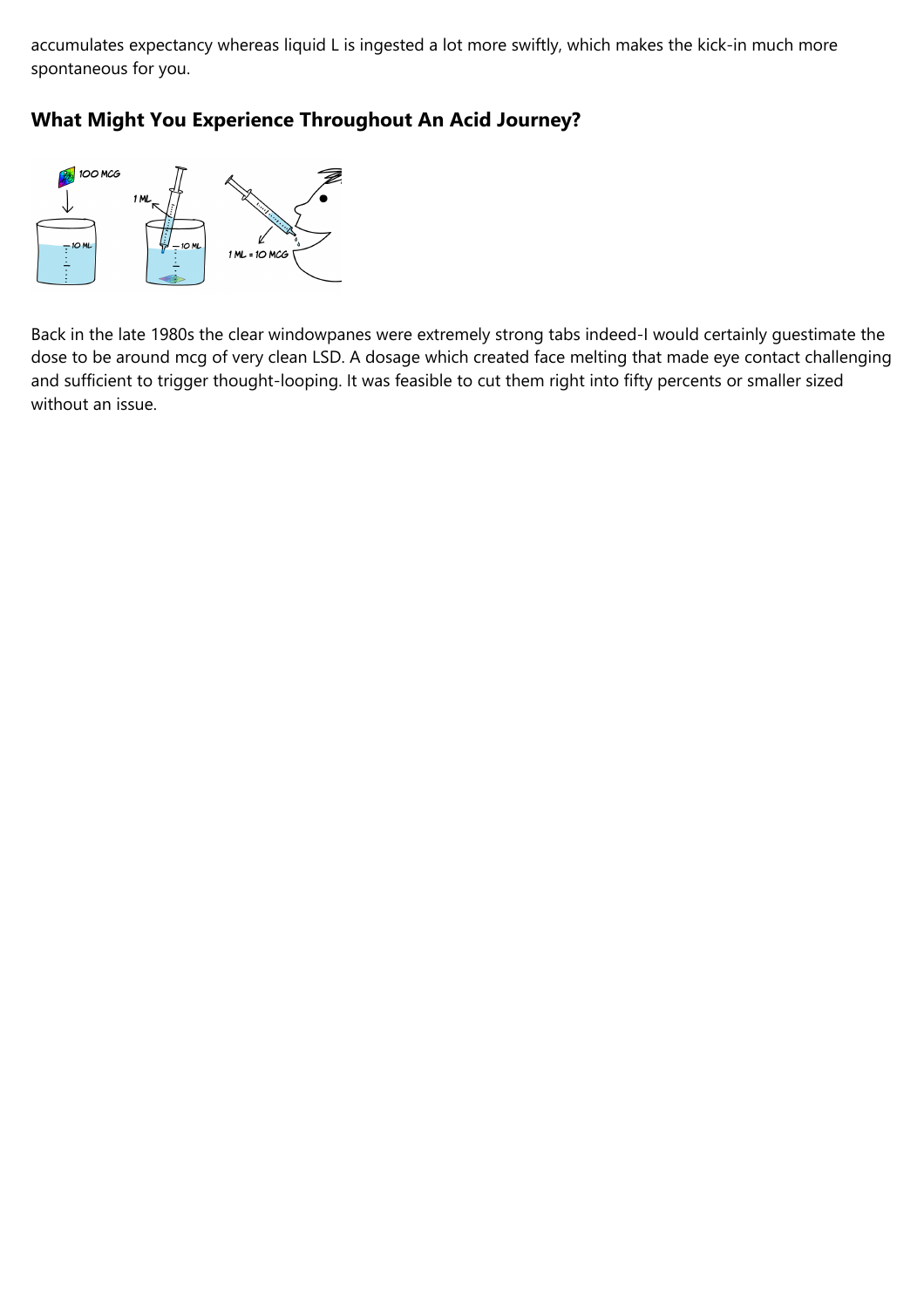accumulates expectancy whereas liquid L is ingested a lot more swiftly, which makes the kick-in much more spontaneous for you.

## What Might You Experience Throughout An Acid Journey?

100 MCG

1 ML

10 ML

10 ML

1 ML = 10 MCG

Back in the late 1980s the clear windowpanes were extremely strong tabs indeed-I would certainly guestimate the dose to be around mcg of very clean LSD. A dosage which created face melting that made eye contact challenging and sufficient to trigger thought-looping. It was feasible to cut them right into fifty percents or smaller sized without an issue.